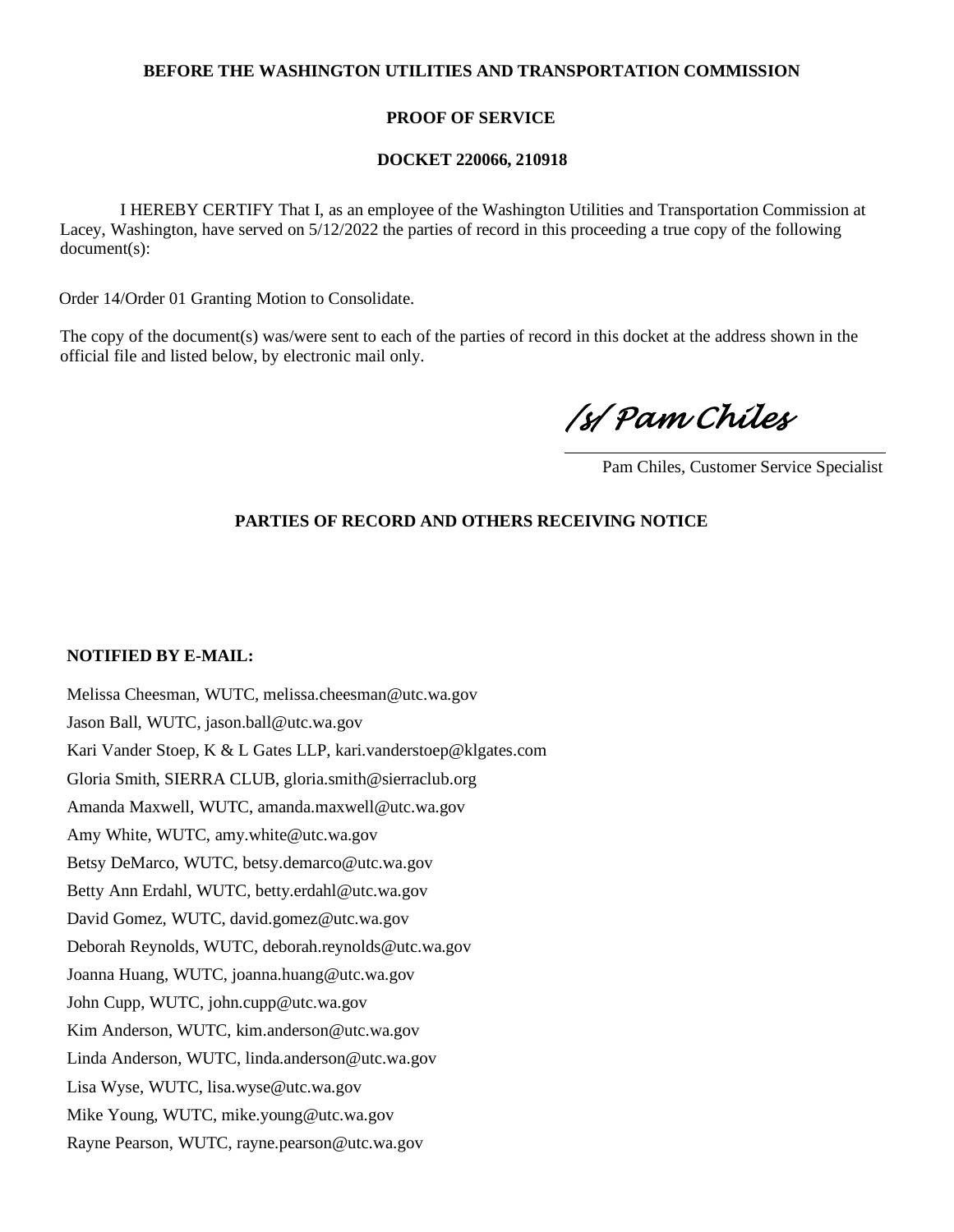**BEFORE THE WASHINGTON UTILITIES AND TRANSPORTATION COMMISSION**

**PROOF OF SERVICE**

**DOCKET 220066, 210918**

I HEREBY CERTIFY That I, as an employee of the Washington Utilities and Transportation Commission at Lacey, Washington, have served on 5/12/2022 the parties of record in this proceeding a true copy of the following document(s):

Order 14/Order 01 Granting Motion to Consolidate.

The copy of the document(s) was/were sent to each of the parties of record in this docket at the address shown in the official file and listed below, by electronic mail only.

/s/ Pam Chiles

Pam Chiles, Customer Service Specialist

**PARTIES OF RECORD AND OTHERS RECEIVING NOTICE**

**NOTIFIED BY E-MAIL:**

Melissa Cheesman, WUTC, melissa.cheesman@utc.wa.gov
Jason Ball, WUTC, jason.ball@utc.wa.gov
Kari Vander Stoep, K & L Gates LLP, kari.vanderstoep@klgates.com
Gloria Smith, SIERRA CLUB, gloria.smith@sierraclub.org
Amanda Maxwell, WUTC, amanda.maxwell@utc.wa.gov
Amy White, WUTC, amy.white@utc.wa.gov
Betsy DeMarco, WUTC, betsy.demarco@utc.wa.gov
Betty Ann Erdahl, WUTC, betty.erdahl@utc.wa.gov
David Gomez, WUTC, david.gomez@utc.wa.gov
Deborah Reynolds, WUTC, deborah.reynolds@utc.wa.gov
Joanna Huang, WUTC, joanna.huang@utc.wa.gov
John Cupp, WUTC, john.cupp@utc.wa.gov
Kim Anderson, WUTC, kim.anderson@utc.wa.gov
Linda Anderson, WUTC, linda.anderson@utc.wa.gov
Lisa Wyse, WUTC, lisa.wyse@utc.wa.gov
Mike Young, WUTC, mike.young@utc.wa.gov
Rayne Pearson, WUTC, rayne.pearson@utc.wa.gov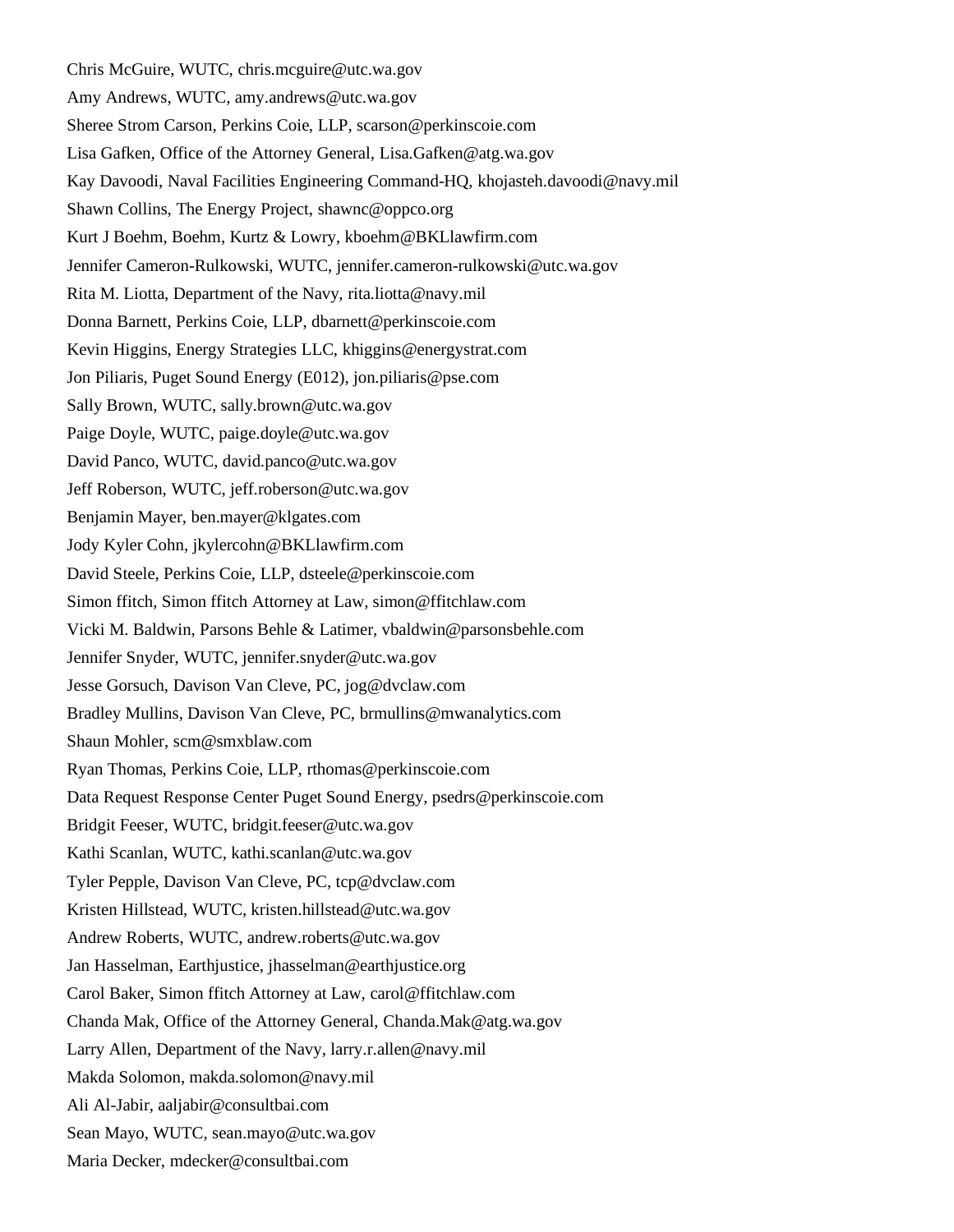Chris McGuire, WUTC, chris.mcguire@utc.wa.gov

Amy Andrews, WUTC, amy.andrews@utc.wa.gov

Sheree Strom Carson, Perkins Coie, LLP, scarson@perkinscoie.com

Lisa Gafken, Office of the Attorney General, Lisa.Gafken@atg.wa.gov

Kay Davoodi, Naval Facilities Engineering Command-HQ, khojasteh.davoodi@navy.mil

Shawn Collins, The Energy Project, shawnc@oppco.org

Kurt J Boehm, Boehm, Kurtz & Lowry, kboehm@BKLlawfirm.com

Jennifer Cameron-Rulkowski, WUTC, jennifer.cameron-rulkowski@utc.wa.gov

Rita M. Liotta, Department of the Navy, rita.liotta@navy.mil

Donna Barnett, Perkins Coie, LLP, dbarnett@perkinscoie.com

Kevin Higgins, Energy Strategies LLC, khiggins@energystrat.com

Jon Piliaris, Puget Sound Energy (E012), jon.piliaris@pse.com

Sally Brown, WUTC, sally.brown@utc.wa.gov

Paige Doyle, WUTC, paige.doyle@utc.wa.gov

David Panco, WUTC, david.panco@utc.wa.gov

Jeff Roberson, WUTC, jeff.roberson@utc.wa.gov

Benjamin Mayer, ben.mayer@klgates.com

Jody Kyler Cohn, jkylercohn@BKLlawfirm.com

David Steele, Perkins Coie, LLP, dsteele@perkinscoie.com

Simon ffitch, Simon ffitch Attorney at Law, simon@ffitchlaw.com

Vicki M. Baldwin, Parsons Behle & Latimer, vbaldwin@parsonsbehle.com

Jennifer Snyder, WUTC, jennifer.snyder@utc.wa.gov

Jesse Gorsuch, Davison Van Cleve, PC, jog@dvclaw.com

Bradley Mullins, Davison Van Cleve, PC, brmullins@mwanalytics.com

Shaun Mohler, scm@smxblaw.com

Ryan Thomas, Perkins Coie, LLP, rthomas@perkinscoie.com

Data Request Response Center Puget Sound Energy, psedrs@perkinscoie.com

Bridgit Feeser, WUTC, bridgit.feeser@utc.wa.gov

Kathi Scanlan, WUTC, kathi.scanlan@utc.wa.gov

Tyler Pepple, Davison Van Cleve, PC, tcp@dvclaw.com

Kristen Hillstead, WUTC, kristen.hillstead@utc.wa.gov

Andrew Roberts, WUTC, andrew.roberts@utc.wa.gov

Jan Hasselman, Earthjustice, jhasselman@earthjustice.org

Carol Baker, Simon ffitch Attorney at Law, carol@ffitchlaw.com

Chanda Mak, Office of the Attorney General, Chanda.Mak@atg.wa.gov

Larry Allen, Department of the Navy, larry.r.allen@navy.mil

Makda Solomon, makda.solomon@navy.mil

Ali Al-Jabir, aaljabir@consultbai.com

Sean Mayo, WUTC, sean.mayo@utc.wa.gov

Maria Decker, mdecker@consultbai.com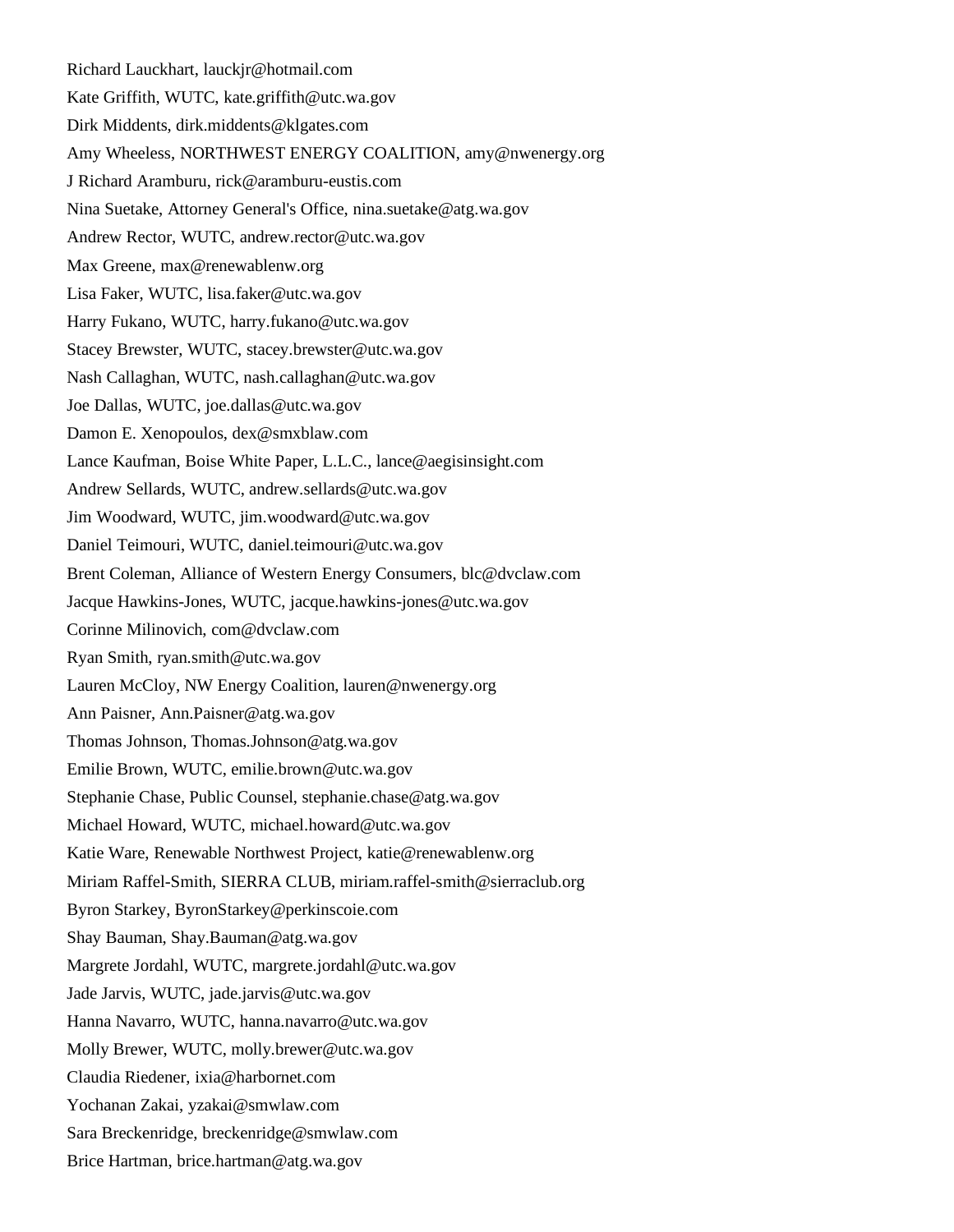Richard Lauckhart, lauckjr@hotmail.com

Kate Griffith, WUTC, kate.griffith@utc.wa.gov

Dirk Middents, dirk.middents@klgates.com

Amy Wheeless, NORTHWEST ENERGY COALITION, amy@nwenergy.org

J Richard Aramburu, rick@aramburu-eustis.com

Nina Suetake, Attorney General's Office, nina.suetake@atg.wa.gov

Andrew Rector, WUTC, andrew.rector@utc.wa.gov

Max Greene, max@renewablenw.org

Lisa Faker, WUTC, lisa.faker@utc.wa.gov

Harry Fukano, WUTC, harry.fukano@utc.wa.gov

Stacey Brewster, WUTC, stacey.brewster@utc.wa.gov

Nash Callaghan, WUTC, nash.callaghan@utc.wa.gov

Joe Dallas, WUTC, joe.dallas@utc.wa.gov

Damon E. Xenopoulos, dex@smxblaw.com

Lance Kaufman, Boise White Paper, L.L.C., lance@aegisinsight.com

Andrew Sellards, WUTC, andrew.sellards@utc.wa.gov

Jim Woodward, WUTC, jim.woodward@utc.wa.gov

Daniel Teimouri, WUTC, daniel.teimouri@utc.wa.gov

Brent Coleman, Alliance of Western Energy Consumers, blc@dvclaw.com

Jacque Hawkins-Jones, WUTC, jacque.hawkins-jones@utc.wa.gov

Corinne Milinovich, com@dvclaw.com

Ryan Smith, ryan.smith@utc.wa.gov

Lauren McCloy, NW Energy Coalition, lauren@nwenergy.org

Ann Paisner, Ann.Paisner@atg.wa.gov

Thomas Johnson, Thomas.Johnson@atg.wa.gov

Emilie Brown, WUTC, emilie.brown@utc.wa.gov

Stephanie Chase, Public Counsel, stephanie.chase@atg.wa.gov

Michael Howard, WUTC, michael.howard@utc.wa.gov

Katie Ware, Renewable Northwest Project, katie@renewablenw.org

Miriam Raffel-Smith, SIERRA CLUB, miriam.raffel-smith@sierraclub.org

Byron Starkey, ByronStarkey@perkinscoie.com

Shay Bauman, Shay.Bauman@atg.wa.gov

Margrete Jordahl, WUTC, margrete.jordahl@utc.wa.gov

Jade Jarvis, WUTC, jade.jarvis@utc.wa.gov

Hanna Navarro, WUTC, hanna.navarro@utc.wa.gov

Molly Brewer, WUTC, molly.brewer@utc.wa.gov

Claudia Riedener, ixia@harbornet.com

Yochanan Zakai, yzakai@smwlaw.com

Sara Breckenridge, breckenridge@smwlaw.com

Brice Hartman, brice.hartman@atg.wa.gov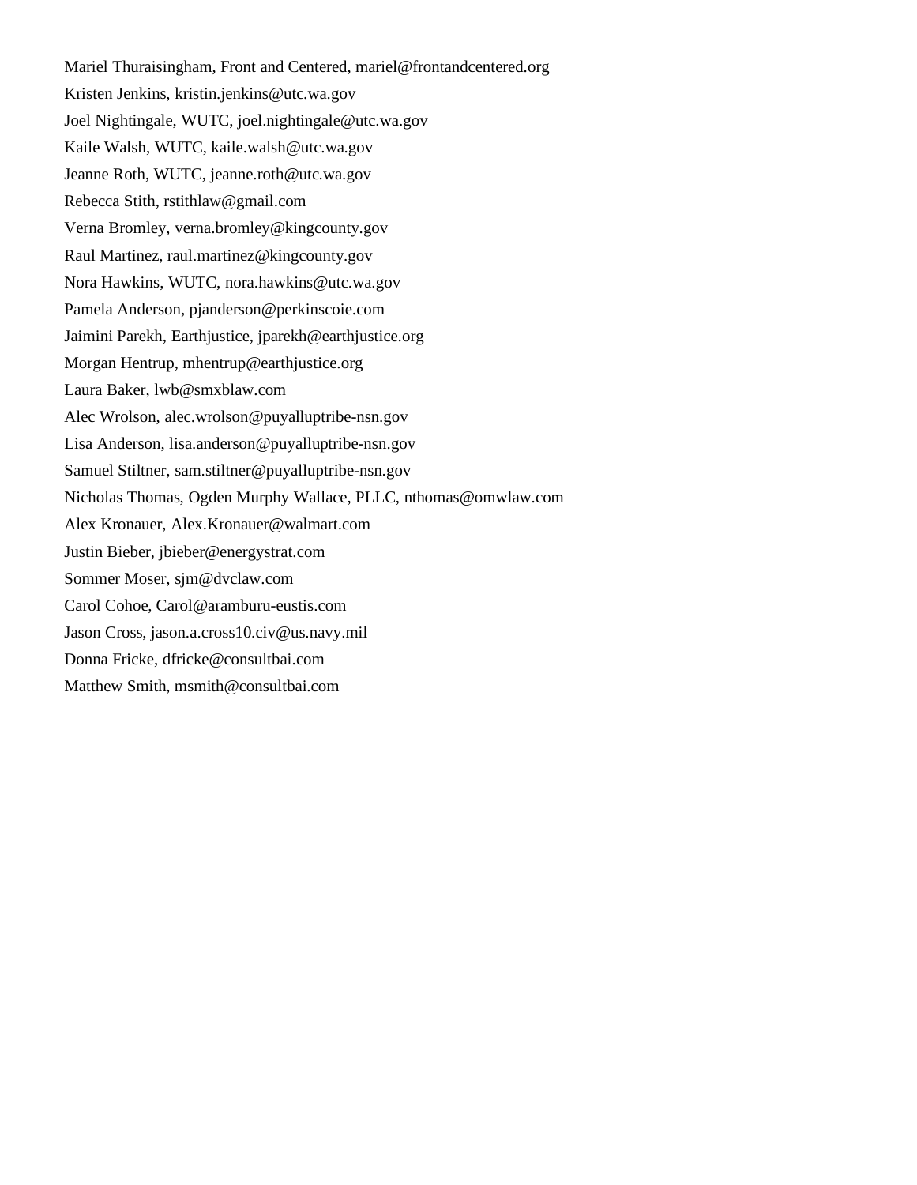Mariel Thuraisingham, Front and Centered, mariel@frontandcentered.org

Kristen Jenkins, kristin.jenkins@utc.wa.gov

Joel Nightingale, WUTC, joel.nightingale@utc.wa.gov

Kaile Walsh, WUTC, kaile.walsh@utc.wa.gov

Jeanne Roth, WUTC, jeanne.roth@utc.wa.gov

Rebecca Stith, rstithlaw@gmail.com

Verna Bromley, verna.bromley@kingcounty.gov

Raul Martinez, raul.martinez@kingcounty.gov

Nora Hawkins, WUTC, nora.hawkins@utc.wa.gov

Pamela Anderson, pjanderson@perkinscoie.com

Jaimini Parekh, Earthjustice, jparekh@earthjustice.org

Morgan Hentrup, mhentrup@earthjustice.org

Laura Baker, lwb@smxblaw.com

Alec Wrolson, alec.wrolson@puyalluptribe-nsn.gov

Lisa Anderson, lisa.anderson@puyalluptribe-nsn.gov

Samuel Stiltner, sam.stiltner@puyalluptribe-nsn.gov

Nicholas Thomas, Ogden Murphy Wallace, PLLC, nthomas@omwlaw.com

Alex Kronauer, Alex.Kronauer@walmart.com

Justin Bieber, jbieber@energystrat.com

Sommer Moser, sjm@dvclaw.com

Carol Cohoe, Carol@aramburu-eustis.com

Jason Cross, jason.a.cross10.civ@us.navy.mil

Donna Fricke, dfricke@consultbai.com

Matthew Smith, msmith@consultbai.com